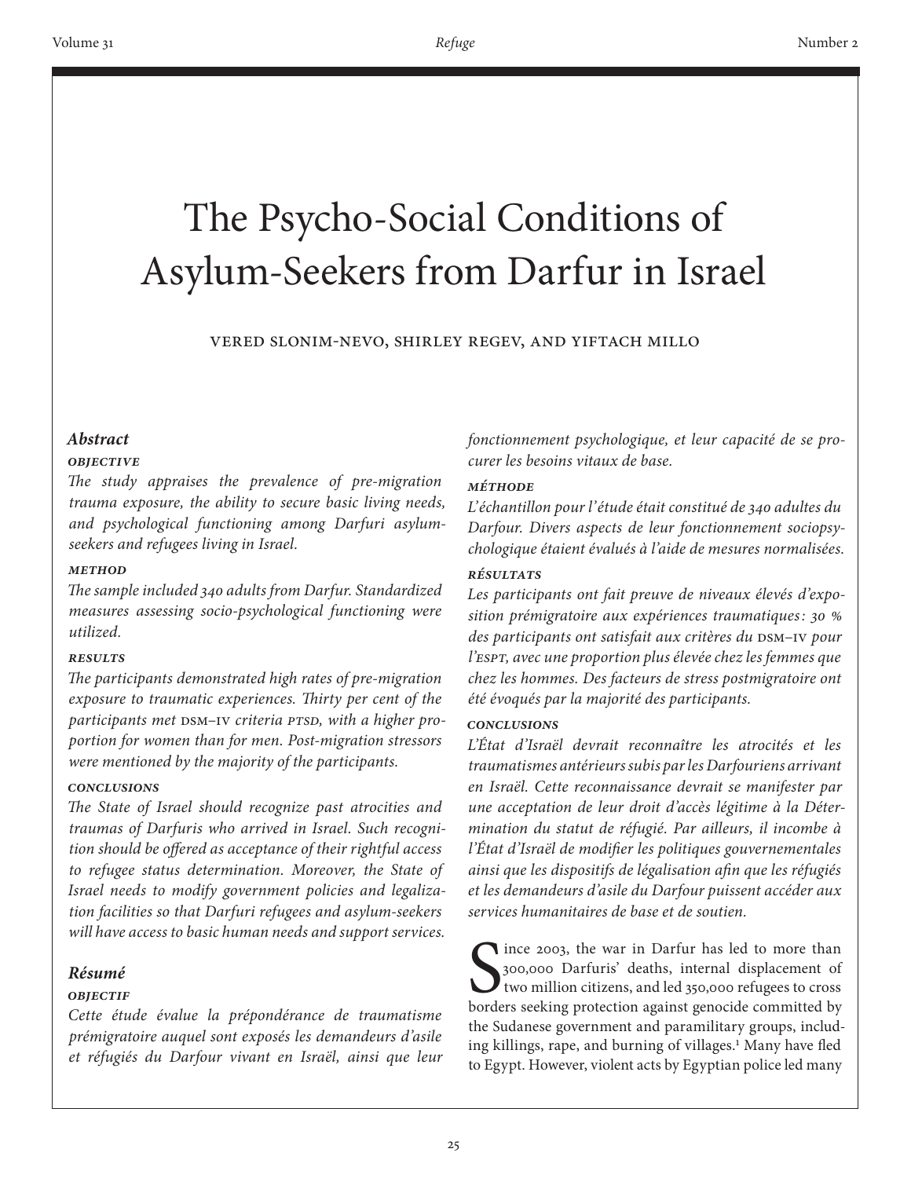# The Psycho-Social Conditions of Asylum-Seekers from Darfur in Israel

VERED SLONIM-NEVO, SHIRLEY REGEV, AND YIFTACH MILLO

## Abstract

### Objective

*The study appraises the prevalence of pre-migration trauma exposure, the ability to secure basic living needs, and psychological functioning among Darfuri asylum-seekers and refugees living in Israel.*

### Method

*The sample included 340 adults from Darfur. Standardized measures assessing socio-psychological functioning were utilized.*

### Results

*The participants demonstrated high rates of pre-migration exposure to traumatic experiences. Thirty per cent of the participants met DSM–IV criteria PTSD, with a higher proportion for women than for men. Post-migration stressors were mentioned by the majority of the participants.*

### Conclusions

*The State of Israel should recognize past atrocities and traumas of Darfuris who arrived in Israel. Such recognition should be offered as acceptance of their rightful access to refugee status determination. Moreover, the State of Israel needs to modify government policies and legalization facilities so that Darfuri refugees and asylum-seekers will have access to basic human needs and support services.*

## Résumé

### Objectif

*Cette étude évalue la prépondérance de traumatisme prémigratoire auquel sont exposés les demandeurs d'asile et réfugiés du Darfour vivant en Israël, ainsi que leur fonctionnement psychologique, et leur capacité de se procurer les besoins vitaux de base.*

### Méthode

*L'échantillon pour l'étude était constitué de 340 adultes du Darfour. Divers aspects de leur fonctionnement sociopsychologique étaient évalués à l'aide de mesures normalisées.*

### Résultats

*Les participants ont fait preuve de niveaux élevés d'exposition prémigratoire aux expériences traumatiques : 30 % des participants ont satisfait aux critères du DSM–IV pour l'ESPT, avec une proportion plus élevée chez les femmes que chez les hommes. Des facteurs de stress postmigratoire ont été évoqués par la majorité des participants.*

### Conclusions

*L'État d'Israël devrait reconnaître les atrocités et les traumatismes antérieurs subis par les Darfouriens arrivant en Israël. Cette reconnaissance devrait se manifester par une acceptation de leur droit d'accès légitime à la Détermination du statut de réfugié. Par ailleurs, il incombe à l'État d'Israël de modifier les politiques gouvernementales ainsi que les dispositifs de légalisation afin que les réfugiés et les demandeurs d'asile du Darfour puissent accéder aux services humanitaires de base et de soutien.*

Since 2003, the war in Darfur has led to more than 300,000 Darfuris' deaths, internal displacement of two million citizens, and led 350,000 refugees to cross borders seeking protection against genocide committed by the Sudanese government and paramilitary groups, including killings, rape, and burning of villages.[1] Many have fled to Egypt. However, violent acts by Egyptian police led many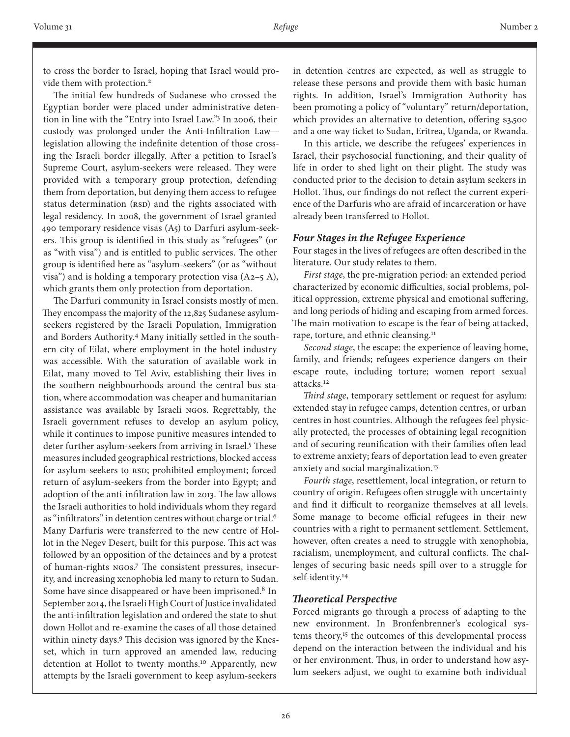to cross the border to Israel, hoping that Israel would provide them with protection.[2]

The initial few hundreds of Sudanese who crossed the Egyptian border were placed under administrative detention in line with the "Entry into Israel Law."[3] In 2006, their custody was prolonged under the Anti-Infiltration Law—legislation allowing the indefinite detention of those crossing the Israeli border illegally. After a petition to Israel's Supreme Court, asylum-seekers were released. They were provided with a temporary group protection, defending them from deportation, but denying them access to refugee status determination (RSD) and the rights associated with legal residency. In 2008, the government of Israel granted 490 temporary residence visas (A5) to Darfuri asylum-seekers. This group is identified in this study as "refugees" (or as "with visa") and is entitled to public services. The other group is identified here as "asylum-seekers" (or as "without visa") and is holding a temporary protection visa (A2–5 A), which grants them only protection from deportation.

The Darfuri community in Israel consists mostly of men. They encompass the majority of the 12,825 Sudanese asylum-seekers registered by the Israeli Population, Immigration and Borders Authority.[4] Many initially settled in the southern city of Eilat, where employment in the hotel industry was accessible. With the saturation of available work in Eilat, many moved to Tel Aviv, establishing their lives in the southern neighbourhoods around the central bus station, where accommodation was cheaper and humanitarian assistance was available by Israeli NGOs. Regrettably, the Israeli government refuses to develop an asylum policy, while it continues to impose punitive measures intended to deter further asylum-seekers from arriving in Israel.[5] These measures included geographical restrictions, blocked access for asylum-seekers to RSD; prohibited employment; forced return of asylum-seekers from the border into Egypt; and adoption of the anti-infiltration law in 2013. The law allows the Israeli authorities to hold individuals whom they regard as "infiltrators" in detention centres without charge or trial.[6] Many Darfuris were transferred to the new centre of Hollot in the Negev Desert, built for this purpose. This act was followed by an opposition of the detainees and by a protest of human-rights NGOs.[7] The consistent pressures, insecurity, and increasing xenophobia led many to return to Sudan. Some have since disappeared or have been imprisoned.[8] In September 2014, the Israeli High Court of Justice invalidated the anti-infiltration legislation and ordered the state to shut down Hollot and re-examine the cases of all those detained within ninety days.[9] This decision was ignored by the Knesset, which in turn approved an amended law, reducing detention at Hollot to twenty months.[10] Apparently, new attempts by the Israeli government to keep asylum-seekers in detention centres are expected, as well as struggle to release these persons and provide them with basic human rights. In addition, Israel's Immigration Authority has been promoting a policy of "voluntary" return/deportation, which provides an alternative to detention, offering $3,500 and a one-way ticket to Sudan, Eritrea, Uganda, or Rwanda.

In this article, we describe the refugees' experiences in Israel, their psychosocial functioning, and their quality of life in order to shed light on their plight. The study was conducted prior to the decision to detain asylum seekers in Hollot. Thus, our findings do not reflect the current experience of the Darfuris who are afraid of incarceration or have already been transferred to Hollot.

### *Four Stages in the Refugee Experience*

Four stages in the lives of refugees are often described in the literature. Our study relates to them.

*First stage*, the pre-migration period: an extended period characterized by economic difficulties, social problems, political oppression, extreme physical and emotional suffering, and long periods of hiding and escaping from armed forces. The main motivation to escape is the fear of being attacked, rape, torture, and ethnic cleansing.[11]

*Second stage*, the escape: the experience of leaving home, family, and friends; refugees experience dangers on their escape route, including torture; women report sexual attacks.[12]

*Third stage*, temporary settlement or request for asylum: extended stay in refugee camps, detention centres, or urban centres in host countries. Although the refugees feel physically protected, the processes of obtaining legal recognition and of securing reunification with their families often lead to extreme anxiety; fears of deportation lead to even greater anxiety and social marginalization.[13]

*Fourth stage*, resettlement, local integration, or return to country of origin. Refugees often struggle with uncertainty and find it difficult to reorganize themselves at all levels. Some manage to become official refugees in their new countries with a right to permanent settlement. Settlement, however, often creates a need to struggle with xenophobia, racialism, unemployment, and cultural conflicts. The challenges of securing basic needs spill over to a struggle for self-identity.[14]

### *Theoretical Perspective*

Forced migrants go through a process of adapting to the new environment. In Bronfenbrenner's ecological systems theory,[15] the outcomes of this developmental process depend on the interaction between the individual and his or her environment. Thus, in order to understand how asylum seekers adjust, we ought to examine both individual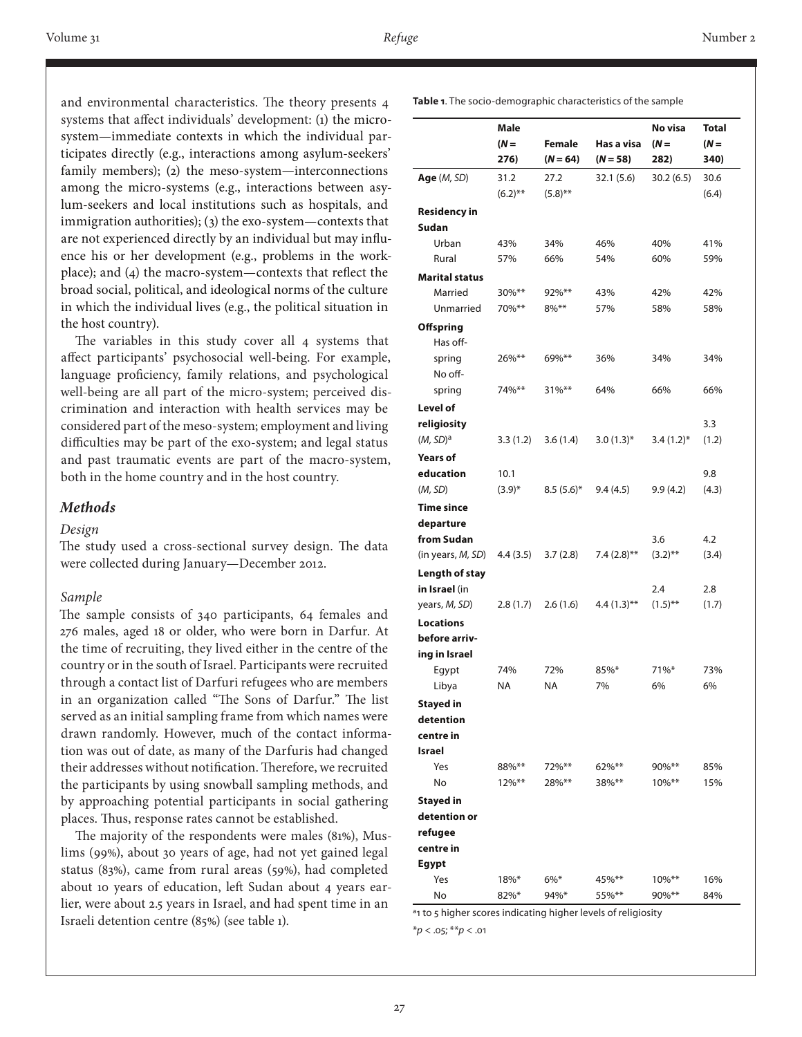and environmental characteristics. The theory presents 4 systems that affect individuals' development: (1) the micro-system—immediate contexts in which the individual participates directly (e.g., interactions among asylum-seekers' family members); (2) the meso-system—interconnections among the micro-systems (e.g., interactions between asylum-seekers and local institutions such as hospitals, and immigration authorities); (3) the exo-system—contexts that are not experienced directly by an individual but may influence his or her development (e.g., problems in the workplace); and (4) the macro-system—contexts that reflect the broad social, political, and ideological norms of the culture in which the individual lives (e.g., the political situation in the host country).

The variables in this study cover all 4 systems that affect participants' psychosocial well-being. For example, language proficiency, family relations, and psychological well-being are all part of the micro-system; perceived discrimination and interaction with health services may be considered part of the meso-system; employment and living difficulties may be part of the exo-system; and legal status and past traumatic events are part of the macro-system, both in the home country and in the host country.

## *Methods*

### *Design*

The study used a cross-sectional survey design. The data were collected during January—December 2012.

### *Sample*

The sample consists of 340 participants, 64 females and 276 males, aged 18 or older, who were born in Darfur. At the time of recruiting, they lived either in the centre of the country or in the south of Israel. Participants were recruited through a contact list of Darfuri refugees who are members in an organization called "The Sons of Darfur." The list served as an initial sampling frame from which names were drawn randomly. However, much of the contact information was out of date, as many of the Darfuris had changed their addresses without notification. Therefore, we recruited the participants by using snowball sampling methods, and by approaching potential participants in social gathering places. Thus, response rates cannot be established.

The majority of the respondents were males (81%), Muslims (99%), about 30 years of age, had not yet gained legal status (83%), came from rural areas (59%), had completed about 10 years of education, left Sudan about 4 years earlier, were about 2.5 years in Israel, and had spent time in an Israeli detention centre (85%) (see table 1).

**Table 1**. The socio-demographic characteristics of the sample

| | Male ($N$ = 276) | Female ($N$ = 64) | Has a visa ($N$ = 58) | No visa ($N$ = 282) | Total ($N$ = 340) |
|---|---|---|---|---|---|
| **Age** (*M, SD*) | 31.2 (6.2)** | 27.2 (5.8)** | 32.1 (5.6) | 30.2 (6.5) | 30.6 (6.4) |
| **Residency in Sudan** | | | | | |
| Urban | 43% | 34% | 46% | 40% | 41% |
| Rural | 57% | 66% | 54% | 60% | 59% |
| **Marital status** | | | | | |
| Married | 30%** | 92%** | 43% | 42% | 42% |
| Unmarried | 70%** | 8%** | 57% | 58% | 58% |
| **Offspring** | | | | | |
| Has offspring | 26%** | 69%** | 36% | 34% | 34% |
| No offspring | 74%** | 31%** | 64% | 66% | 66% |
| **Level of religiosity** (*M, SD*)[a] | 3.3 (1.2) | 3.6 (1.4) | 3.0 (1.3)* | 3.4 (1.2)* | 3.3 (1.2) |
| **Years of education** (*M, SD*) | 10.1 (3.9)* | 8.5 (5.6)* | 9.4 (4.5) | 9.9 (4.2) | 9.8 (4.3) |
| **Time since departure from Sudan** (in years, *M, SD*) | 4.4 (3.5) | 3.7 (2.8) | 7.4 (2.8)** | 3.6 (3.2)** | 4.2 (3.4) |
| **Length of stay in Israel** (in years, *M, SD*) | 2.8 (1.7) | 2.6 (1.6) | 4.4 (1.3)** | 2.4 (1.5)** | 2.8 (1.7) |
| **Locations before arriving in Israel** | | | | | |
| Egypt | 74% | 72% | 85%* | 71%* | 73% |
| Libya | NA | NA | 7% | 6% | 6% |
| **Stayed in detention centre in Israel** | | | | | |
| Yes | 88%** | 72%** | 62%** | 90%** | 85% |
| No | 12%** | 28%** | 38%** | 10%** | 15% |
| **Stayed in detention or refugee centre in Egypt** | | | | | |
| Yes | 18%* | 6%* | 45%** | 10%** | 16% |
| No | 82%* | 94%* | 55%** | 90%** | 84% |

[a] 1 to 5 higher scores indicating higher levels of religiosity

*$p < .05$; **$p < .01$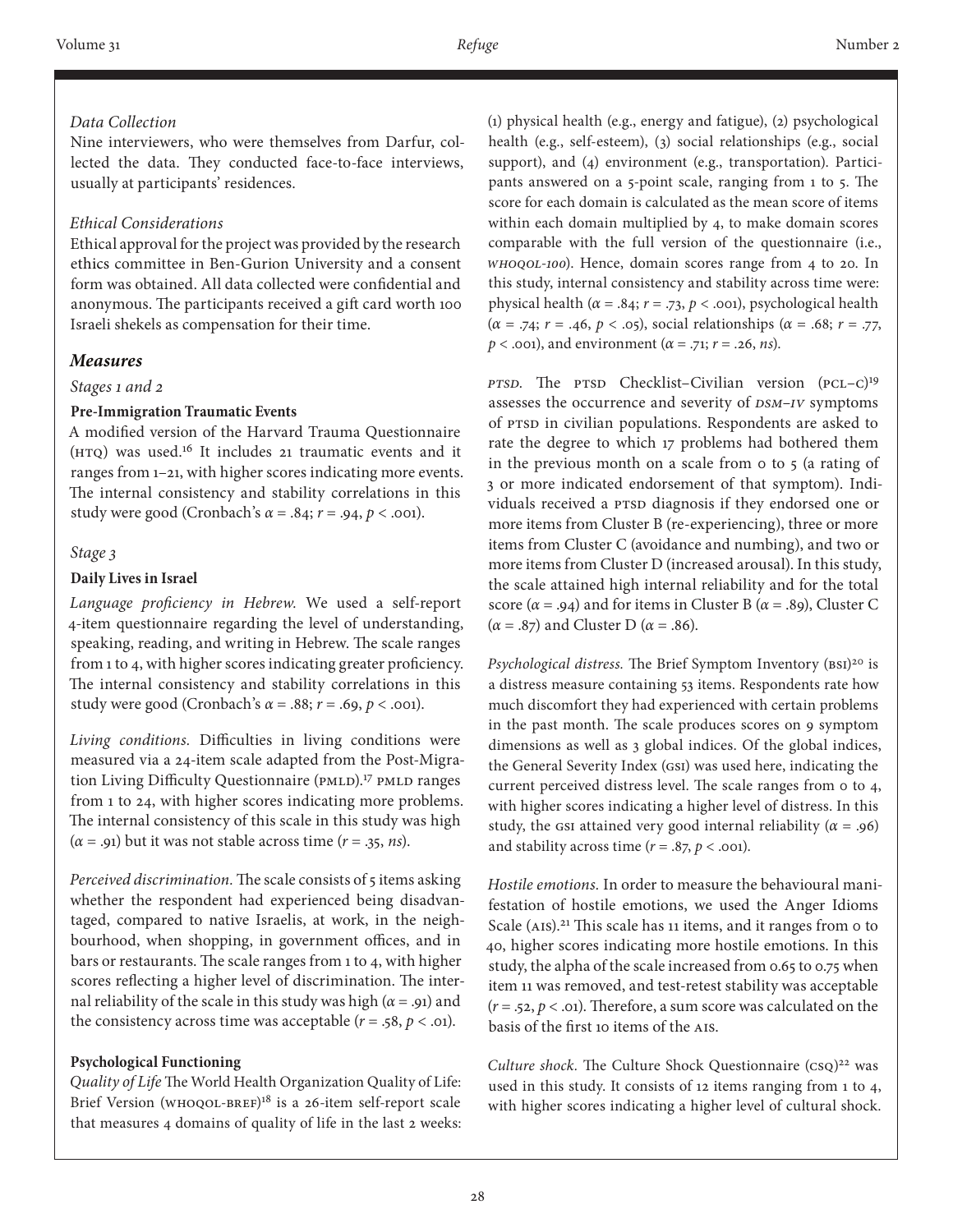### Data Collection

Nine interviewers, who were themselves from Darfur, collected the data. They conducted face-to-face interviews, usually at participants' residences.

### Ethical Considerations

Ethical approval for the project was provided by the research ethics committee in Ben-Gurion University and a consent form was obtained. All data collected were confidential and anonymous. The participants received a gift card worth 100 Israeli shekels as compensation for their time.

## Measures

### Stages 1 and 2

**Pre-Immigration Traumatic Events**

A modified version of the Harvard Trauma Questionnaire (HTQ) was used.[16] It includes 21 traumatic events and it ranges from 1–21, with higher scores indicating more events. The internal consistency and stability correlations in this study were good (Cronbach's $\alpha = .84$; $r = .94$, $p < .001$).

### Stage 3

**Daily Lives in Israel**

*Language proficiency in Hebrew.* We used a self-report 4-item questionnaire regarding the level of understanding, speaking, reading, and writing in Hebrew. The scale ranges from 1 to 4, with higher scores indicating greater proficiency. The internal consistency and stability correlations in this study were good (Cronbach's $\alpha = .88$; $r = .69$, $p < .001$).

*Living conditions.* Difficulties in living conditions were measured via a 24-item scale adapted from the Post-Migration Living Difficulty Questionnaire (PMLD).[17] PMLD ranges from 1 to 24, with higher scores indicating more problems. The internal consistency of this scale in this study was high ($\alpha = .91$) but it was not stable across time ($r = .35$, *ns*).

*Perceived discrimination.* The scale consists of 5 items asking whether the respondent had experienced being disadvantaged, compared to native Israelis, at work, in the neighbourhood, when shopping, in government offices, and in bars or restaurants. The scale ranges from 1 to 4, with higher scores reflecting a higher level of discrimination. The internal reliability of the scale in this study was high ($\alpha = .91$) and the consistency across time was acceptable ($r = .58$, $p < .01$).

**Psychological Functioning**

*Quality of Life* The World Health Organization Quality of Life: Brief Version (WHOQOL-BREF)[18] is a 26-item self-report scale that measures 4 domains of quality of life in the last 2 weeks: (1) physical health (e.g., energy and fatigue), (2) psychological health (e.g., self-esteem), (3) social relationships (e.g., social support), and (4) environment (e.g., transportation). Participants answered on a 5-point scale, ranging from 1 to 5. The score for each domain is calculated as the mean score of items within each domain multiplied by 4, to make domain scores comparable with the full version of the questionnaire (i.e., *WHOQOL-100*). Hence, domain scores range from 4 to 20. In this study, internal consistency and stability across time were: physical health ($\alpha = .84$; $r = .73$, $p < .001$), psychological health ($\alpha = .74$; $r = .46$, $p < .05$), social relationships ($\alpha = .68$; $r = .77$, $p < .001$), and environment ($\alpha = .71$; $r = .26$, *ns*).

*PTSD.* The PTSD Checklist–Civilian version (PCL–C)[19] assesses the occurrence and severity of *DSM–IV* symptoms of PTSD in civilian populations. Respondents are asked to rate the degree to which 17 problems had bothered them in the previous month on a scale from 0 to 5 (a rating of 3 or more indicated endorsement of that symptom). Individuals received a PTSD diagnosis if they endorsed one or more items from Cluster B (re-experiencing), three or more items from Cluster C (avoidance and numbing), and two or more items from Cluster D (increased arousal). In this study, the scale attained high internal reliability and for the total score ($\alpha = .94$) and for items in Cluster B ($\alpha = .89$), Cluster C ($\alpha = .87$) and Cluster D ($\alpha = .86$).

*Psychological distress.* The Brief Symptom Inventory (BSI)[20] is a distress measure containing 53 items. Respondents rate how much discomfort they had experienced with certain problems in the past month. The scale produces scores on 9 symptom dimensions as well as 3 global indices. Of the global indices, the General Severity Index (GSI) was used here, indicating the current perceived distress level. The scale ranges from 0 to 4, with higher scores indicating a higher level of distress. In this study, the GSI attained very good internal reliability ($\alpha = .96$) and stability across time ($r = .87$, $p < .001$).

*Hostile emotions.* In order to measure the behavioural manifestation of hostile emotions, we used the Anger Idioms Scale (AIS).[21] This scale has 11 items, and it ranges from 0 to 40, higher scores indicating more hostile emotions. In this study, the alpha of the scale increased from 0.65 to 0.75 when item 11 was removed, and test-retest stability was acceptable ($r = .52$, $p < .01$). Therefore, a sum score was calculated on the basis of the first 10 items of the AIS.

*Culture shock.* The Culture Shock Questionnaire (CSQ)[22] was used in this study. It consists of 12 items ranging from 1 to 4, with higher scores indicating a higher level of cultural shock.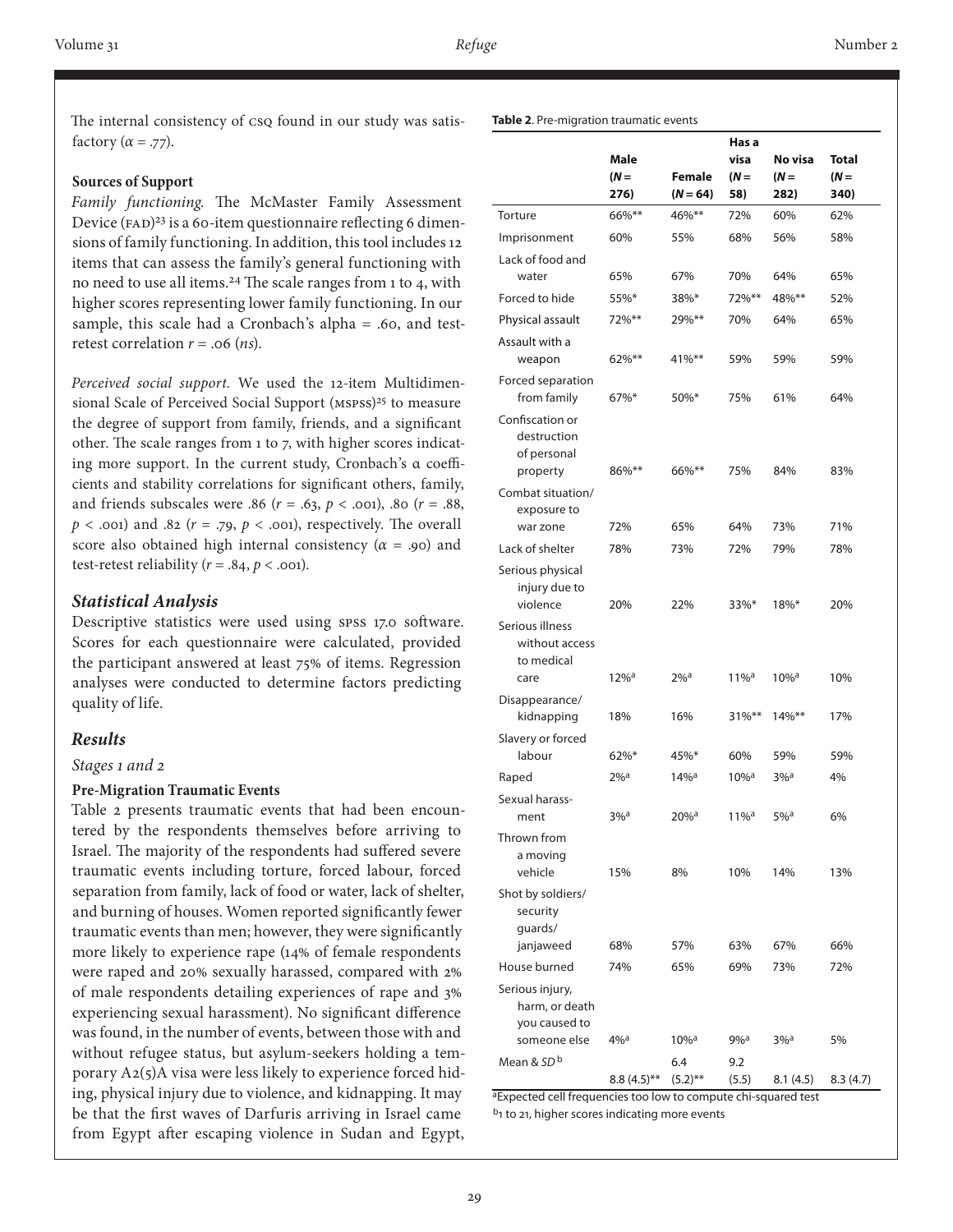The internal consistency of CSQ found in our study was satisfactory ($\alpha = .77$).

**Sources of Support**

*Family functioning.* The McMaster Family Assessment Device (FAD)[23] is a 60-item questionnaire reflecting 6 dimensions of family functioning. In addition, this tool includes 12 items that can assess the family's general functioning with no need to use all items.[24] The scale ranges from 1 to 4, with higher scores representing lower family functioning. In our sample, this scale had a Cronbach's alpha = .60, and test-retest correlation $r = .06$ (*ns*).

*Perceived social support.* We used the 12-item Multidimensional Scale of Perceived Social Support (MSPSS)[25] to measure the degree of support from family, friends, and a significant other. The scale ranges from 1 to 7, with higher scores indicating more support. In the current study, Cronbach's α coefficients and stability correlations for significant others, family, and friends subscales were .86 ($r = .63$, $p < .001$), .80 ($r = .88$, $p < .001$) and .82 ($r = .79$, $p < .001$), respectively. The overall score also obtained high internal consistency ($\alpha = .90$) and test-retest reliability ($r = .84$, $p < .001$).

## *Statistical Analysis*

Descriptive statistics were used using SPSS 17.0 software. Scores for each questionnaire were calculated, provided the participant answered at least 75% of items. Regression analyses were conducted to determine factors predicting quality of life.

## *Results*

*Stages 1 and 2*

**Pre-Migration Traumatic Events**

Table 2 presents traumatic events that had been encountered by the respondents themselves before arriving to Israel. The majority of the respondents had suffered severe traumatic events including torture, forced labour, forced separation from family, lack of food or water, lack of shelter, and burning of houses. Women reported significantly fewer traumatic events than men; however, they were significantly more likely to experience rape (14% of female respondents were raped and 20% sexually harassed, compared with 2% of male respondents detailing experiences of rape and 3% experiencing sexual harassment). No significant difference was found, in the number of events, between those with and without refugee status, but asylum-seekers holding a temporary A2(5)A visa were less likely to experience forced hiding, physical injury due to violence, and kidnapping. It may be that the first waves of Darfuris arriving in Israel came from Egypt after escaping violence in Sudan and Egypt,

**Table 2**. Pre-migration traumatic events

| | Male ($N$ = 276) | Female ($N$ = 64) | Has a visa ($N$ = 58) | No visa ($N$ = 282) | Total ($N$ = 340) |
|---|---|---|---|---|---|
| Torture | 66%** | 46%** | 72% | 60% | 62% |
| Imprisonment | 60% | 55% | 68% | 56% | 58% |
| Lack of food and water | 65% | 67% | 70% | 64% | 65% |
| Forced to hide | 55%* | 38%* | 72%** | 48%** | 52% |
| Physical assault | 72%** | 29%** | 70% | 64% | 65% |
| Assault with a weapon | 62%** | 41%** | 59% | 59% | 59% |
| Forced separation from family | 67%* | 50%* | 75% | 61% | 64% |
| Confiscation or destruction of personal property | 86%** | 66%** | 75% | 84% | 83% |
| Combat situation/ exposure to war zone | 72% | 65% | 64% | 73% | 71% |
| Lack of shelter | 78% | 73% | 72% | 79% | 78% |
| Serious physical injury due to violence | 20% | 22% | 33%* | 18%* | 20% |
| Serious illness without access to medical care | 12%[a] | 2%[a] | 11%[a] | 10%[a] | 10% |
| Disappearance/ kidnapping | 18% | 16% | 31%** | 14%** | 17% |
| Slavery or forced labour | 62%* | 45%* | 60% | 59% | 59% |
| Raped | 2%[a] | 14%[a] | 10%[a] | 3%[a] | 4% |
| Sexual harassment | 3%[a] | 20%[a] | 11%[a] | 5%[a] | 6% |
| Thrown from a moving vehicle | 15% | 8% | 10% | 14% | 13% |
| Shot by soldiers/ security guards/ janjaweed | 68% | 57% | 63% | 67% | 66% |
| House burned | 74% | 65% | 69% | 73% | 72% |
| Serious injury, harm, or death you caused to someone else | 4%[a] | 10%[a] | 9%[a] | 3%[a] | 5% |
| Mean & *SD*[b] | 8.8 (4.5)** | 6.4 (5.2)** | 9.2 (5.5) | 8.1 (4.5) | 8.3 (4.7) |

[a]Expected cell frequencies too low to compute chi-squared test

[b]1 to 21, higher scores indicating more events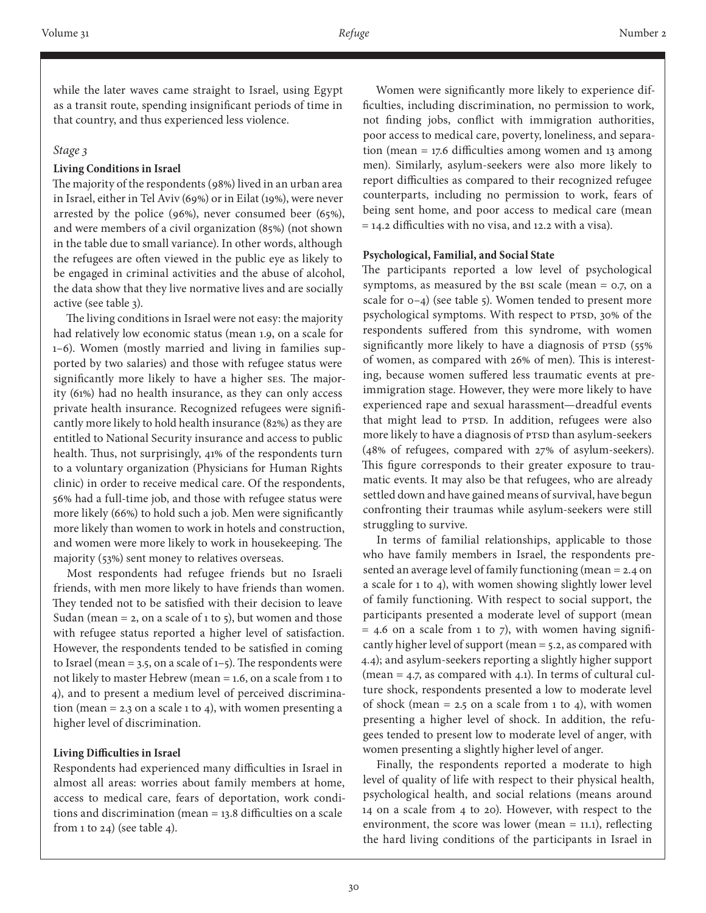while the later waves came straight to Israel, using Egypt as a transit route, spending insignificant periods of time in that country, and thus experienced less violence.

*Stage 3*

**Living Conditions in Israel**

The majority of the respondents (98%) lived in an urban area in Israel, either in Tel Aviv (69%) or in Eilat (19%), were never arrested by the police (96%), never consumed beer (65%), and were members of a civil organization (85%) (not shown in the table due to small variance). In other words, although the refugees are often viewed in the public eye as likely to be engaged in criminal activities and the abuse of alcohol, the data show that they live normative lives and are socially active (see table 3).

The living conditions in Israel were not easy: the majority had relatively low economic status (mean 1.9, on a scale for 1–6). Women (mostly married and living in families supported by two salaries) and those with refugee status were significantly more likely to have a higher SES. The majority (61%) had no health insurance, as they can only access private health insurance. Recognized refugees were significantly more likely to hold health insurance (82%) as they are entitled to National Security insurance and access to public health. Thus, not surprisingly, 41% of the respondents turn to a voluntary organization (Physicians for Human Rights clinic) in order to receive medical care. Of the respondents, 56% had a full-time job, and those with refugee status were more likely (66%) to hold such a job. Men were significantly more likely than women to work in hotels and construction, and women were more likely to work in housekeeping. The majority (53%) sent money to relatives overseas.

Most respondents had refugee friends but no Israeli friends, with men more likely to have friends than women. They tended not to be satisfied with their decision to leave Sudan (mean = 2, on a scale of 1 to 5), but women and those with refugee status reported a higher level of satisfaction. However, the respondents tended to be satisfied in coming to Israel (mean = 3.5, on a scale of 1–5). The respondents were not likely to master Hebrew (mean = 1.6, on a scale from 1 to 4), and to present a medium level of perceived discrimination (mean = 2.3 on a scale 1 to 4), with women presenting a higher level of discrimination.

**Living Difficulties in Israel**

Respondents had experienced many difficulties in Israel in almost all areas: worries about family members at home, access to medical care, fears of deportation, work conditions and discrimination (mean = 13.8 difficulties on a scale from 1 to 24) (see table 4).

Women were significantly more likely to experience difficulties, including discrimination, no permission to work, not finding jobs, conflict with immigration authorities, poor access to medical care, poverty, loneliness, and separation (mean = 17.6 difficulties among women and 13 among men). Similarly, asylum-seekers were also more likely to report difficulties as compared to their recognized refugee counterparts, including no permission to work, fears of being sent home, and poor access to medical care (mean = 14.2 difficulties with no visa, and 12.2 with a visa).

**Psychological, Familial, and Social State**

The participants reported a low level of psychological symptoms, as measured by the BSI scale (mean = 0.7, on a scale for 0–4) (see table 5). Women tended to present more psychological symptoms. With respect to PTSD, 30% of the respondents suffered from this syndrome, with women significantly more likely to have a diagnosis of PTSD (55% of women, as compared with 26% of men). This is interesting, because women suffered less traumatic events at pre-immigration stage. However, they were more likely to have experienced rape and sexual harassment—dreadful events that might lead to PTSD. In addition, refugees were also more likely to have a diagnosis of PTSD than asylum-seekers (48% of refugees, compared with 27% of asylum-seekers). This figure corresponds to their greater exposure to traumatic events. It may also be that refugees, who are already settled down and have gained means of survival, have begun confronting their traumas while asylum-seekers were still struggling to survive.

In terms of familial relationships, applicable to those who have family members in Israel, the respondents presented an average level of family functioning (mean = 2.4 on a scale for 1 to 4), with women showing slightly lower level of family functioning. With respect to social support, the participants presented a moderate level of support (mean = 4.6 on a scale from 1 to 7), with women having significantly higher level of support (mean = 5.2, as compared with 4.4); and asylum-seekers reporting a slightly higher support (mean = 4.7, as compared with 4.1). In terms of cultural culture shock, respondents presented a low to moderate level of shock (mean = 2.5 on a scale from 1 to 4), with women presenting a higher level of shock. In addition, the refugees tended to present low to moderate level of anger, with women presenting a slightly higher level of anger.

Finally, the respondents reported a moderate to high level of quality of life with respect to their physical health, psychological health, and social relations (means around 14 on a scale from 4 to 20). However, with respect to the environment, the score was lower (mean = 11.1), reflecting the hard living conditions of the participants in Israel in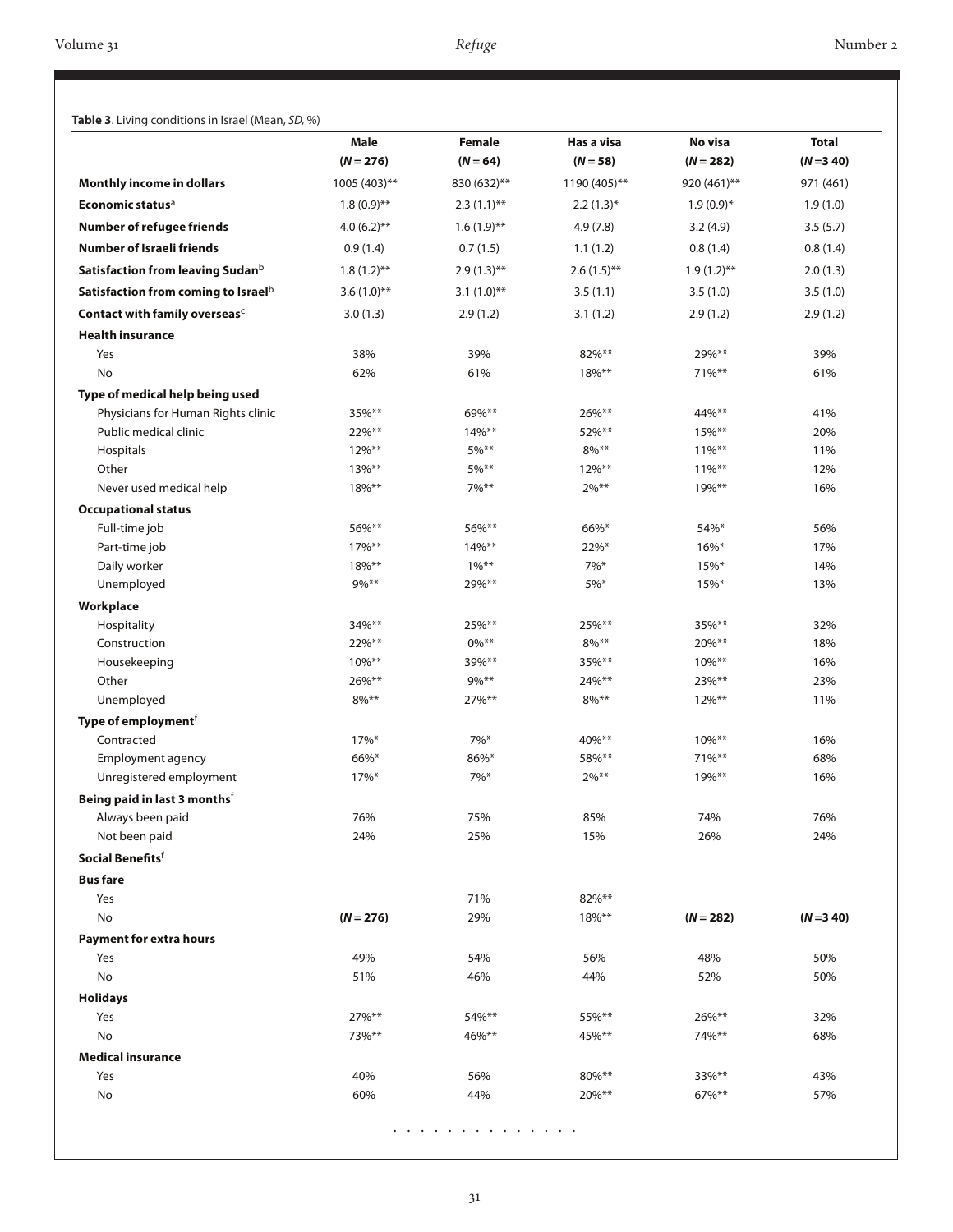**Table 3**. Living conditions in Israel (Mean, *SD*, %)

| | Male ($N = 276$) | Female ($N = 64$) | Has a visa ($N = 58$) | No visa ($N = 282$) | Total ($N = 340$) |
|---|---|---|---|---|---|
| **Monthly income in dollars** | 1005 (403)** | 830 (632)** | 1190 (405)** | 920 (461)** | 971 (461) |
| **Economic status**[a] | 1.8 (0.9)** | 2.3 (1.1)** | 2.2 (1.3)* | 1.9 (0.9)* | 1.9 (1.0) |
| **Number of refugee friends** | 4.0 (6.2)** | 1.6 (1.9)** | 4.9 (7.8) | 3.2 (4.9) | 3.5 (5.7) |
| **Number of Israeli friends** | 0.9 (1.4) | 0.7 (1.5) | 1.1 (1.2) | 0.8 (1.4) | 0.8 (1.4) |
| **Satisfaction from leaving Sudan**[b] | 1.8 (1.2)** | 2.9 (1.3)** | 2.6 (1.5)** | 1.9 (1.2)** | 2.0 (1.3) |
| **Satisfaction from coming to Israel**[b] | 3.6 (1.0)** | 3.1 (1.0)** | 3.5 (1.1) | 3.5 (1.0) | 3.5 (1.0) |
| **Contact with family overseas**[c] | 3.0 (1.3) | 2.9 (1.2) | 3.1 (1.2) | 2.9 (1.2) | 2.9 (1.2) |
| **Health insurance** | | | | | |
| Yes | 38% | 39% | 82%** | 29%** | 39% |
| No | 62% | 61% | 18%** | 71%** | 61% |
| **Type of medical help being used** | | | | | |
| Physicians for Human Rights clinic | 35%** | 69%** | 26%** | 44%** | 41% |
| Public medical clinic | 22%** | 14%** | 52%** | 15%** | 20% |
| Hospitals | 12%** | 5%** | 8%** | 11%** | 11% |
| Other | 13%** | 5%** | 12%** | 11%** | 12% |
| Never used medical help | 18%** | 7%** | 2%** | 19%** | 16% |
| **Occupational status** | | | | | |
| Full-time job | 56%** | 56%** | 66%* | 54%* | 56% |
| Part-time job | 17%** | 14%** | 22%* | 16%* | 17% |
| Daily worker | 18%** | 1%** | 7%* | 15%* | 14% |
| Unemployed | 9%** | 29%** | 5%* | 15%* | 13% |
| **Workplace** | | | | | |
| Hospitality | 34%** | 25%** | 25%** | 35%** | 32% |
| Construction | 22%** | 0%** | 8%** | 20%** | 18% |
| Housekeeping | 10%** | 39%** | 35%** | 10%** | 16% |
| Other | 26%** | 9%** | 24%** | 23%** | 23% |
| Unemployed | 8%** | 27%** | 8%** | 12%** | 11% |
| **Type of employment**[f] | | | | | |
| Contracted | 17%* | 7%* | 40%** | 10%** | 16% |
| Employment agency | 66%* | 86%* | 58%** | 71%** | 68% |
| Unregistered employment | 17%* | 7%* | 2%** | 19%** | 16% |
| **Being paid in last 3 months**[f] | | | | | |
| Always been paid | 76% | 75% | 85% | 74% | 76% |
| Not been paid | 24% | 25% | 15% | 26% | 24% |
| **Social Benefits**[f] | | | | | |
| **Bus fare** | | | | | |
| Yes | | 71% | 82%** | | |
| No | ($N = 276$) | 29% | 18%** | ($N = 282$) | ($N = 340$) |
| **Payment for extra hours** | | | | | |
| Yes | 49% | 54% | 56% | 48% | 50% |
| No | 51% | 46% | 44% | 52% | 50% |
| **Holidays** | | | | | |
| Yes | 27%** | 54%** | 55%** | 26%** | 32% |
| No | 73%** | 46%** | 45%** | 74%** | 68% |
| **Medical insurance** | | | | | |
| Yes | 40% | 56% | 80%** | 33%** | 43% |
| No | 60% | 44% | 20%** | 67%** | 57% |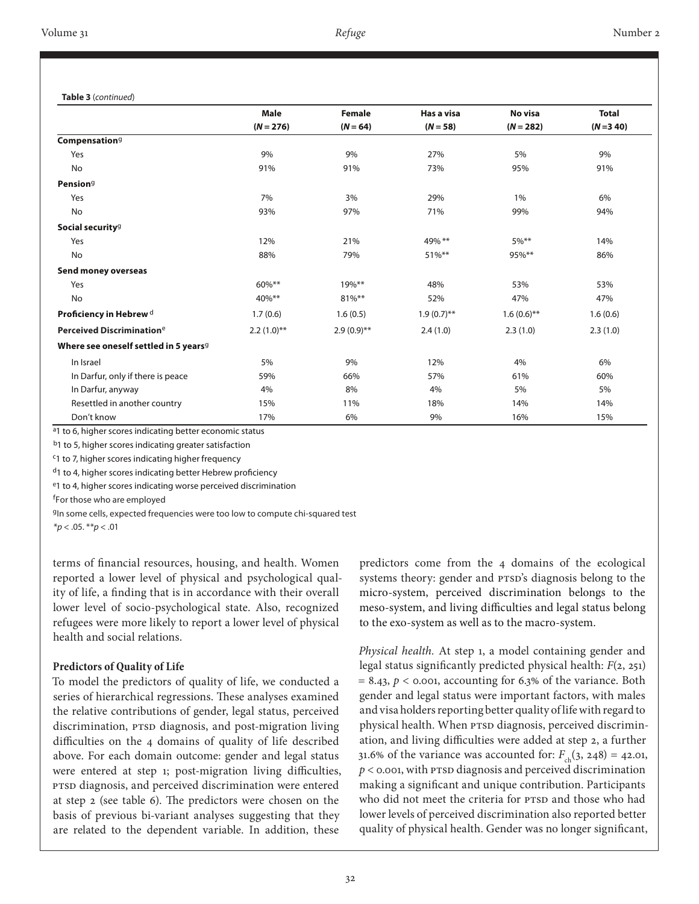**Table 3** (*continued*)

| | Male (*N* = 276) | Female (*N* = 64) | Has a visa (*N* = 58) | No visa (*N* = 282) | Total (*N* =3 40) |
|---|---|---|---|---|---|
| **Compensation**[g] | | | | | |
| Yes | 9% | 9% | 27% | 5% | 9% |
| No | 91% | 91% | 73% | 95% | 91% |
| **Pension**[g] | | | | | |
| Yes | 7% | 3% | 29% | 1% | 6% |
| No | 93% | 97% | 71% | 99% | 94% |
| **Social security**[g] | | | | | |
| Yes | 12% | 21% | 49% ** | 5%** | 14% |
| No | 88% | 79% | 51%** | 95%** | 86% |
| **Send money overseas** | | | | | |
| Yes | 60%** | 19%** | 48% | 53% | 53% |
| No | 40%** | 81%** | 52% | 47% | 47% |
| **Proficiency in Hebrew** [d] | 1.7 (0.6) | 1.6 (0.5) | 1.9 (0.7)** | 1.6 (0.6)** | 1.6 (0.6) |
| **Perceived Discrimination**[e] | 2.2 (1.0)** | 2.9 (0.9)** | 2.4 (1.0) | 2.3 (1.0) | 2.3 (1.0) |
| **Where see oneself settled in 5 years**[g] | | | | | |
| In Israel | 5% | 9% | 12% | 4% | 6% |
| In Darfur, only if there is peace | 59% | 66% | 57% | 61% | 60% |
| In Darfur, anyway | 4% | 8% | 4% | 5% | 5% |
| Resettled in another country | 15% | 11% | 18% | 14% | 14% |
| Don't know | 17% | 6% | 9% | 16% | 15% |

[a]1 to 6, higher scores indicating better economic status

[b]1 to 5, higher scores indicating greater satisfaction

[c]1 to 7, higher scores indicating higher frequency

[d]1 to 4, higher scores indicating better Hebrew proficiency

[e]1 to 4, higher scores indicating worse perceived discrimination

[f]For those who are employed

[g]In some cells, expected frequencies were too low to compute chi-squared test

$*p < .05$. $**p < .01$

terms of financial resources, housing, and health. Women reported a lower level of physical and psychological quality of life, a finding that is in accordance with their overall lower level of socio-psychological state. Also, recognized refugees were more likely to report a lower level of physical health and social relations.

### Predictors of Quality of Life

To model the predictors of quality of life, we conducted a series of hierarchical regressions. These analyses examined the relative contributions of gender, legal status, perceived discrimination, PTSD diagnosis, and post-migration living difficulties on the 4 domains of quality of life described above. For each domain outcome: gender and legal status were entered at step 1; post-migration living difficulties, PTSD diagnosis, and perceived discrimination were entered at step 2 (see table 6). The predictors were chosen on the basis of previous bi-variant analyses suggesting that they are related to the dependent variable. In addition, these predictors come from the 4 domains of the ecological systems theory: gender and PTSD's diagnosis belong to the micro-system, perceived discrimination belongs to the meso-system, and living difficulties and legal status belong to the exo-system as well as to the macro-system.

*Physical health.* At step 1, a model containing gender and legal status significantly predicted physical health: $F(2, 251) = 8.43$, $p < 0.001$, accounting for 6.3% of the variance. Both gender and legal status were important factors, with males and visa holders reporting better quality of life with regard to physical health. When PTSD diagnosis, perceived discrimination, and living difficulties were added at step 2, a further 31.6% of the variance was accounted for: $F_{ch}(3, 248) = 42.01$, $p < 0.001$, with PTSD diagnosis and perceived discrimination making a significant and unique contribution. Participants who did not meet the criteria for PTSD and those who had lower levels of perceived discrimination also reported better quality of physical health. Gender was no longer significant,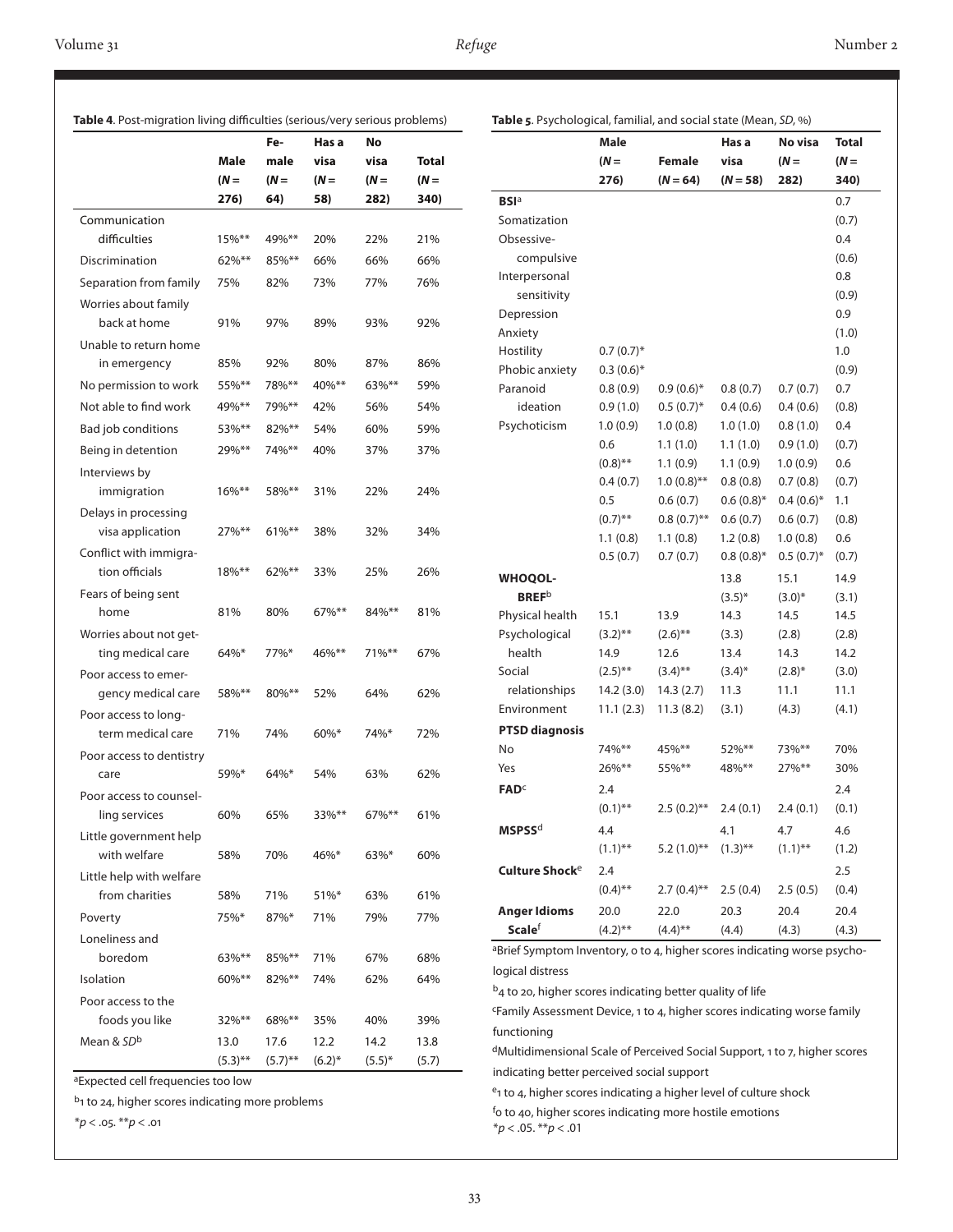**Table 4**. Post-migration living difficulties (serious/very serious problems)

| | Male ($N$ = 276) | Female ($N$ = 64) | Has a visa ($N$ = 58) | No visa ($N$ = 282) | Total ($N$ = 340) |
|---|---|---|---|---|---|
| Communication difficulties | 15%** | 49%** | 20% | 22% | 21% |
| Discrimination | 62%** | 85%** | 66% | 66% | 66% |
| Separation from family | 75% | 82% | 73% | 77% | 76% |
| Worries about family back at home | 91% | 97% | 89% | 93% | 92% |
| Unable to return home in emergency | 85% | 92% | 80% | 87% | 86% |
| No permission to work | 55%** | 78%** | 40%** | 63%** | 59% |
| Not able to find work | 49%** | 79%** | 42% | 56% | 54% |
| Bad job conditions | 53%** | 82%** | 54% | 60% | 59% |
| Being in detention | 29%** | 74%** | 40% | 37% | 37% |
| Interviews by immigration | 16%** | 58%** | 31% | 22% | 24% |
| Delays in processing visa application | 27%** | 61%** | 38% | 32% | 34% |
| Conflict with immigration officials | 18%** | 62%** | 33% | 25% | 26% |
| Fears of being sent home | 81% | 80% | 67%** | 84%** | 81% |
| Worries about not getting medical care | 64%* | 77%* | 46%** | 71%** | 67% |
| Poor access to emergency medical care | 58%** | 80%** | 52% | 64% | 62% |
| Poor access to long-term medical care | 71% | 74% | 60%* | 74%* | 72% |
| Poor access to dentistry care | 59%* | 64%* | 54% | 63% | 62% |
| Poor access to counselling services | 60% | 65% | 33%** | 67%** | 61% |
| Little government help with welfare | 58% | 70% | 46%* | 63%* | 60% |
| Little help with welfare from charities | 58% | 71% | 51%* | 63% | 61% |
| Poverty | 75%* | 87%* | 71% | 79% | 77% |
| Loneliness and boredom | 63%** | 85%** | 71% | 67% | 68% |
| Isolation | 60%** | 82%** | 74% | 62% | 64% |
| Poor access to the foods you like | 32%** | 68%** | 35% | 40% | 39% |
| Mean & $SD$[b] | 13.0 (5.3)** | 17.6 (5.7)** | 12.2 (6.2)* | 14.2 (5.5)* | 13.8 (5.7) |

[a]Expected cell frequencies too low

[b]1 to 24, higher scores indicating more problems

*$p < .05$. **$p < .01$

**Table 5**. Psychological, familial, and social state (Mean, $SD$, %)

| | Male ($N$ = 276) | Female ($N$ = 64) | Has a visa ($N$ = 58) | No visa ($N$ = 282) | Total ($N$ = 340) |
|---|---|---|---|---|---|
| **BSI**[a] | | | | | 0.7 |
| Somatization | | | | | (0.7) |
| Obsessive- | | | | | 0.4 |
| compulsive | | | | | (0.6) |
| Interpersonal | | | | | 0.8 |
| sensitivity | | | | | (0.9) |
| Depression | | | | | 0.9 |
| Anxiety | | | | | (1.0) |
| Hostility | 0.7 (0.7)* | | | | 1.0 |
| Phobic anxiety | 0.3 (0.6)* | | | | (0.9) |
| Paranoid | 0.8 (0.9) | 0.9 (0.6)* | 0.8 (0.7) | 0.7 (0.7) | 0.7 |
| ideation | 0.9 (1.0) | 0.5 (0.7)* | 0.4 (0.6) | 0.4 (0.6) | (0.8) |
| Psychoticism | 1.0 (0.9) | 1.0 (0.8) | 1.0 (1.0) | 0.8 (1.0) | 0.4 |
| | 0.6 | 1.1 (1.0) | 1.1 (1.0) | 0.9 (1.0) | (0.7) |
| | (0.8)** | 1.1 (0.9) | 1.1 (0.9) | 1.0 (0.9) | 0.6 |
| | 0.4 (0.7) | 1.0 (0.8)** | 0.8 (0.8) | 0.7 (0.8) | (0.7) |
| | 0.5 | 0.6 (0.7) | 0.6 (0.8)* | 0.4 (0.6)* | 1.1 |
| | (0.7)** | 0.8 (0.7)** | 0.6 (0.7) | 0.6 (0.7) | (0.8) |
| | 1.1 (0.8) | 1.1 (0.8) | 1.2 (0.8) | 1.0 (0.8) | 0.6 |
| | 0.5 (0.7) | 0.7 (0.7) | 0.8 (0.8)* | 0.5 (0.7)* | (0.7) |
| **WHOQOL-BREF**[b] | | | 13.8 | 15.1 | 14.9 |
| | | | (3.5)* | (3.0)* | (3.1) |
| Physical health | 15.1 | 13.9 | 14.3 | 14.5 | 14.5 |
| Psychological | (3.2)** | (2.6)** | (3.3) | (2.8) | (2.8) |
| health | 14.9 | 12.6 | 13.4 | 14.3 | 14.2 |
| Social | (2.5)** | (3.4)** | (3.4)* | (2.8)* | (3.0) |
| relationships | 14.2 (3.0) | 14.3 (2.7) | 11.3 | 11.1 | 11.1 |
| Environment | 11.1 (2.3) | 11.3 (8.2) | (3.1) | (4.3) | (4.1) |
| **PTSD diagnosis** | | | | | |
| No | 74%** | 45%** | 52%** | 73%** | 70% |
| Yes | 26%** | 55%** | 48%** | 27%** | 30% |
| **FAD**[c] | 2.4 | | | | 2.4 |
| | (0.1)** | 2.5 (0.2)** | 2.4 (0.1) | 2.4 (0.1) | (0.1) |
| **MSPSS**[d] | 4.4 | | 4.1 | 4.7 | 4.6 |
| | (1.1)** | 5.2 (1.0)** | (1.3)** | (1.1)** | (1.2) |
| **Culture Shock**[e] | 2.4 | | | | 2.5 |
| | (0.4)** | 2.7 (0.4)** | 2.5 (0.4) | 2.5 (0.5) | (0.4) |
| **Anger Idioms** | 20.0 | 22.0 | 20.3 | 20.4 | 20.4 |
| **Scale**[f] | (4.2)** | (4.4)** | (4.4) | (4.3) | (4.3) |

[a]Brief Symptom Inventory, 0 to 4, higher scores indicating worse psychological distress

[b]4 to 20, higher scores indicating better quality of life

[c]Family Assessment Device, 1 to 4, higher scores indicating worse family functioning

[d]Multidimensional Scale of Perceived Social Support, 1 to 7, higher scores indicating better perceived social support

[e]1 to 4, higher scores indicating a higher level of culture shock

[f]0 to 40, higher scores indicating more hostile emotions

*$p < .05$. **$p < .01$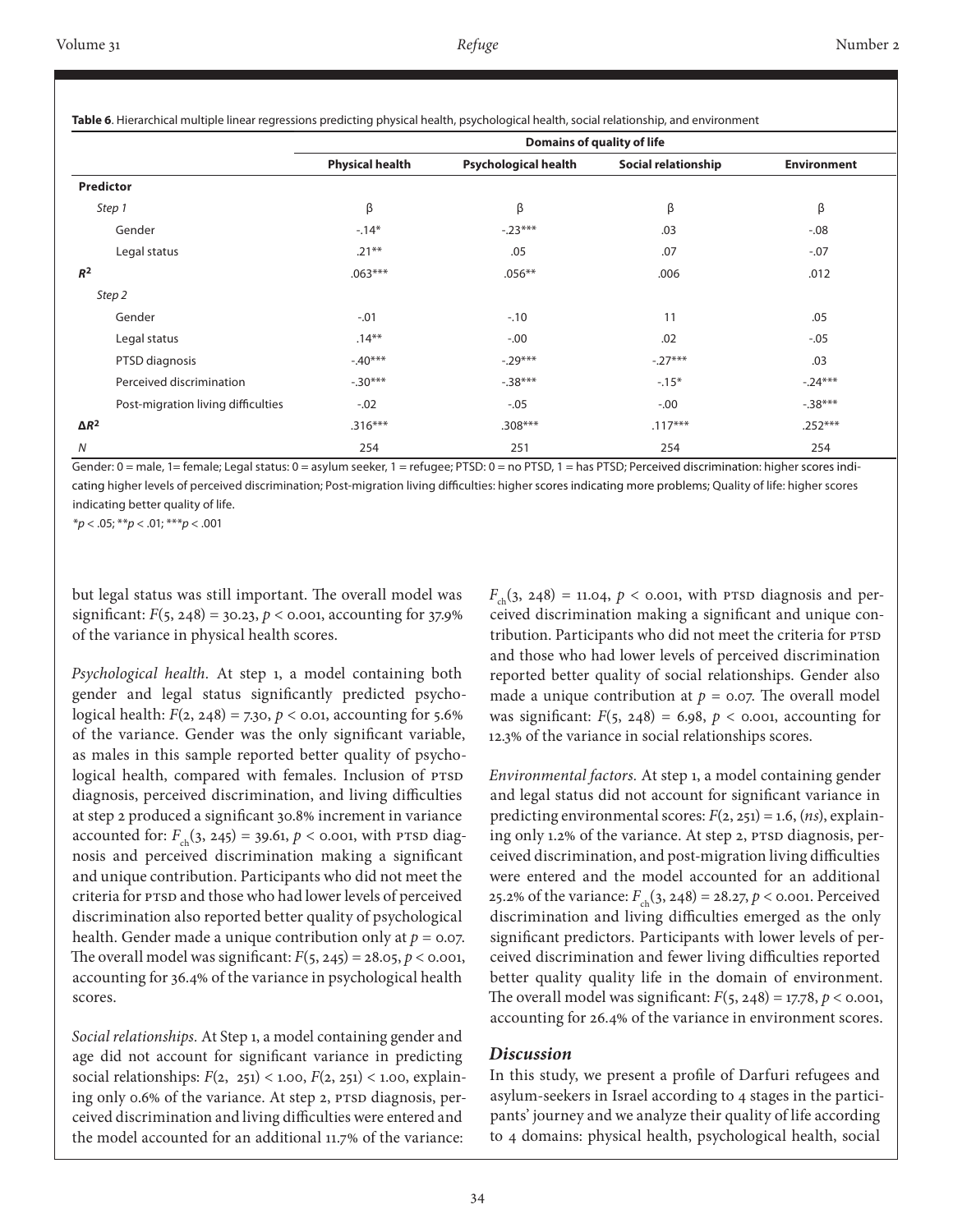**Table 6**. Hierarchical multiple linear regressions predicting physical health, psychological health, social relationship, and environment

| | Domains of quality of life | | | |
|---|---|---|---|---|
| | **Physical health** | **Psychological health** | **Social relationship** | **Environment** |
| **Predictor** | | | | |
| *Step 1* | β | β | β | β |
| Gender | -.14* | -.23*** | .03 | -.08 |
| Legal status | .21** | .05 | .07 | -.07 |
| $R^2$ | .063*** | .056** | .006 | .012 |
| *Step 2* | | | | |
| Gender | -.01 | -.10 | 11 | .05 |
| Legal status | .14** | -.00 | .02 | -.05 |
| PTSD diagnosis | -.40*** | -.29*** | -.27*** | .03 |
| Perceived discrimination | -.30*** | -.38*** | -.15* | -.24*** |
| Post-migration living difficulties | -.02 | -.05 | -.00 | -.38*** |
| $\Delta R^2$ | .316*** | .308*** | .117*** | .252*** |
| *N* | 254 | 251 | 254 | 254 |

Gender: 0 = male, 1= female; Legal status: 0 = asylum seeker, 1 = refugee; PTSD: 0 = no PTSD, 1 = has PTSD; Perceived discrimination: higher scores indicating higher levels of perceived discrimination; Post-migration living difficulties: higher scores indicating more problems; Quality of life: higher scores indicating better quality of life.

*$p < .05$; **$p < .01$; ***$p < .001$

but legal status was still important. The overall model was significant: $F(5, 248) = 30.23$, $p < 0.001$, accounting for 37.9% of the variance in physical health scores.

*Psychological health.* At step 1, a model containing both gender and legal status significantly predicted psychological health: $F(2, 248) = 7.30$, $p < 0.01$, accounting for 5.6% of the variance. Gender was the only significant variable, as males in this sample reported better quality of psychological health, compared with females. Inclusion of PTSD diagnosis, perceived discrimination, and living difficulties at step 2 produced a significant 30.8% increment in variance accounted for: $F_{ch}(3, 245) = 39.61$, $p < 0.001$, with PTSD diagnosis and perceived discrimination making a significant and unique contribution. Participants who did not meet the criteria for PTSD and those who had lower levels of perceived discrimination also reported better quality of psychological health. Gender made a unique contribution only at $p = 0.07$. The overall model was significant: $F(5, 245) = 28.05$, $p < 0.001$, accounting for 36.4% of the variance in psychological health scores.

*Social relationships.* At Step 1, a model containing gender and age did not account for significant variance in predicting social relationships: $F(2, 251) < 1.00$, $F(2, 251) < 1.00$, explaining only 0.6% of the variance. At step 2, PTSD diagnosis, perceived discrimination and living difficulties were entered and the model accounted for an additional 11.7% of the variance: $F_{ch}(3, 248) = 11.04$, $p < 0.001$, with PTSD diagnosis and perceived discrimination making a significant and unique contribution. Participants who did not meet the criteria for PTSD and those who had lower levels of perceived discrimination reported better quality of social relationships. Gender also made a unique contribution at $p = 0.07$. The overall model was significant: $F(5, 248) = 6.98$, $p < 0.001$, accounting for 12.3% of the variance in social relationships scores.

*Environmental factors.* At step 1, a model containing gender and legal status did not account for significant variance in predicting environmental scores: $F(2, 251) = 1.6$, (*ns*), explaining only 1.2% of the variance. At step 2, PTSD diagnosis, perceived discrimination, and post-migration living difficulties were entered and the model accounted for an additional 25.2% of the variance: $F_{ch}(3, 248) = 28.27$, $p < 0.001$. Perceived discrimination and living difficulties emerged as the only significant predictors. Participants with lower levels of perceived discrimination and fewer living difficulties reported better quality quality life in the domain of environment. The overall model was significant: $F(5, 248) = 17.78$, $p < 0.001$, accounting for 26.4% of the variance in environment scores.

## *Discussion*

In this study, we present a profile of Darfuri refugees and asylum-seekers in Israel according to 4 stages in the participants' journey and we analyze their quality of life according to 4 domains: physical health, psychological health, social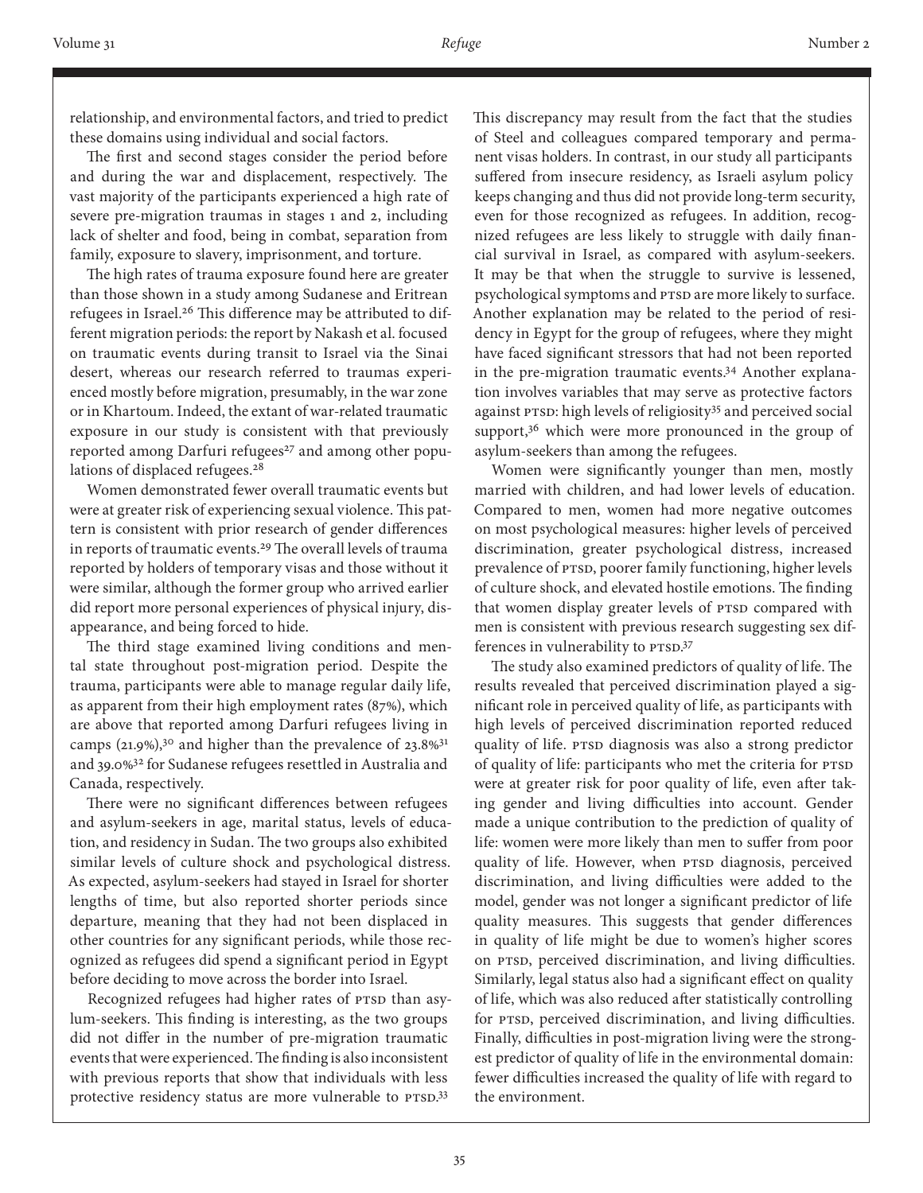relationship, and environmental factors, and tried to predict these domains using individual and social factors.

The first and second stages consider the period before and during the war and displacement, respectively. The vast majority of the participants experienced a high rate of severe pre-migration traumas in stages 1 and 2, including lack of shelter and food, being in combat, separation from family, exposure to slavery, imprisonment, and torture.

The high rates of trauma exposure found here are greater than those shown in a study among Sudanese and Eritrean refugees in Israel.[26] This difference may be attributed to different migration periods: the report by Nakash et al. focused on traumatic events during transit to Israel via the Sinai desert, whereas our research referred to traumas experienced mostly before migration, presumably, in the war zone or in Khartoum. Indeed, the extant of war-related traumatic exposure in our study is consistent with that previously reported among Darfuri refugees[27] and among other populations of displaced refugees.[28]

Women demonstrated fewer overall traumatic events but were at greater risk of experiencing sexual violence. This pattern is consistent with prior research of gender differences in reports of traumatic events.[29] The overall levels of trauma reported by holders of temporary visas and those without it were similar, although the former group who arrived earlier did report more personal experiences of physical injury, disappearance, and being forced to hide.

The third stage examined living conditions and mental state throughout post-migration period. Despite the trauma, participants were able to manage regular daily life, as apparent from their high employment rates (87%), which are above that reported among Darfuri refugees living in camps (21.9%),[30] and higher than the prevalence of 23.8%[31] and 39.0%[32] for Sudanese refugees resettled in Australia and Canada, respectively.

There were no significant differences between refugees and asylum-seekers in age, marital status, levels of education, and residency in Sudan. The two groups also exhibited similar levels of culture shock and psychological distress. As expected, asylum-seekers had stayed in Israel for shorter lengths of time, but also reported shorter periods since departure, meaning that they had not been displaced in other countries for any significant periods, while those recognized as refugees did spend a significant period in Egypt before deciding to move across the border into Israel.

Recognized refugees had higher rates of PTSD than asylum-seekers. This finding is interesting, as the two groups did not differ in the number of pre-migration traumatic events that were experienced. The finding is also inconsistent with previous reports that show that individuals with less protective residency status are more vulnerable to PTSD.[33] This discrepancy may result from the fact that the studies of Steel and colleagues compared temporary and permanent visas holders. In contrast, in our study all participants suffered from insecure residency, as Israeli asylum policy keeps changing and thus did not provide long-term security, even for those recognized as refugees. In addition, recognized refugees are less likely to struggle with daily financial survival in Israel, as compared with asylum-seekers. It may be that when the struggle to survive is lessened, psychological symptoms and PTSD are more likely to surface. Another explanation may be related to the period of residency in Egypt for the group of refugees, where they might have faced significant stressors that had not been reported in the pre-migration traumatic events.[34] Another explanation involves variables that may serve as protective factors against PTSD: high levels of religiosity[35] and perceived social support,[36] which were more pronounced in the group of asylum-seekers than among the refugees.

Women were significantly younger than men, mostly married with children, and had lower levels of education. Compared to men, women had more negative outcomes on most psychological measures: higher levels of perceived discrimination, greater psychological distress, increased prevalence of PTSD, poorer family functioning, higher levels of culture shock, and elevated hostile emotions. The finding that women display greater levels of PTSD compared with men is consistent with previous research suggesting sex differences in vulnerability to PTSD.[37]

The study also examined predictors of quality of life. The results revealed that perceived discrimination played a significant role in perceived quality of life, as participants with high levels of perceived discrimination reported reduced quality of life. PTSD diagnosis was also a strong predictor of quality of life: participants who met the criteria for PTSD were at greater risk for poor quality of life, even after taking gender and living difficulties into account. Gender made a unique contribution to the prediction of quality of life: women were more likely than men to suffer from poor quality of life. However, when PTSD diagnosis, perceived discrimination, and living difficulties were added to the model, gender was not longer a significant predictor of life quality measures. This suggests that gender differences in quality of life might be due to women's higher scores on PTSD, perceived discrimination, and living difficulties. Similarly, legal status also had a significant effect on quality of life, which was also reduced after statistically controlling for PTSD, perceived discrimination, and living difficulties. Finally, difficulties in post-migration living were the strongest predictor of quality of life in the environmental domain: fewer difficulties increased the quality of life with regard to the environment.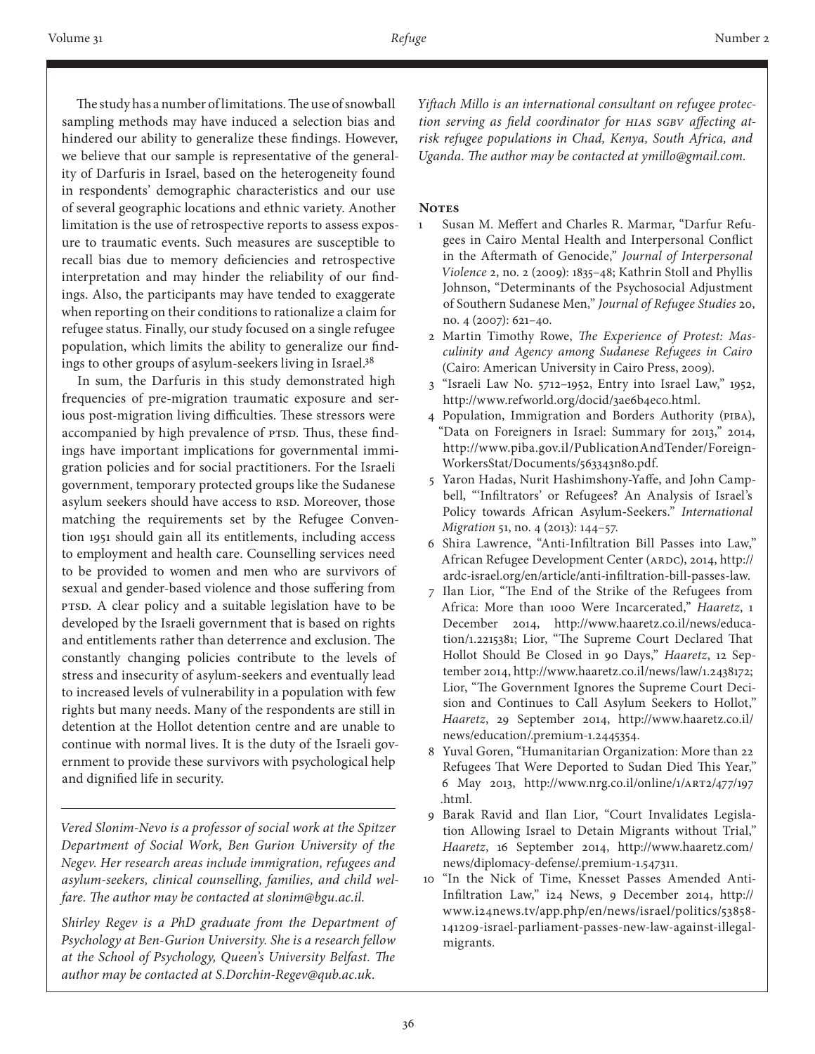The study has a number of limitations. The use of snowball sampling methods may have induced a selection bias and hindered our ability to generalize these findings. However, we believe that our sample is representative of the generality of Darfuris in Israel, based on the heterogeneity found in respondents' demographic characteristics and our use of several geographic locations and ethnic variety. Another limitation is the use of retrospective reports to assess exposure to traumatic events. Such measures are susceptible to recall bias due to memory deficiencies and retrospective interpretation and may hinder the reliability of our findings. Also, the participants may have tended to exaggerate when reporting on their conditions to rationalize a claim for refugee status. Finally, our study focused on a single refugee population, which limits the ability to generalize our findings to other groups of asylum-seekers living in Israel.[38]

In sum, the Darfuris in this study demonstrated high frequencies of pre-migration traumatic exposure and serious post-migration living difficulties. These stressors were accompanied by high prevalence of PTSD. Thus, these findings have important implications for governmental immigration policies and for social practitioners. For the Israeli government, temporary protected groups like the Sudanese asylum seekers should have access to RSD. Moreover, those matching the requirements set by the Refugee Convention 1951 should gain all its entitlements, including access to employment and health care. Counselling services need to be provided to women and men who are survivors of sexual and gender-based violence and those suffering from PTSD. A clear policy and a suitable legislation have to be developed by the Israeli government that is based on rights and entitlements rather than deterrence and exclusion. The constantly changing policies contribute to the levels of stress and insecurity of asylum-seekers and eventually lead to increased levels of vulnerability in a population with few rights but many needs. Many of the respondents are still in detention at the Hollot detention centre and are unable to continue with normal lives. It is the duty of the Israeli government to provide these survivors with psychological help and dignified life in security.

---

*Vered Slonim-Nevo is a professor of social work at the Spitzer Department of Social Work, Ben Gurion University of the Negev. Her research areas include immigration, refugees and asylum-seekers, clinical counselling, families, and child welfare. The author may be contacted at slonim@bgu.ac.il.*

*Shirley Regev is a PhD graduate from the Department of Psychology at Ben-Gurion University. She is a research fellow at the School of Psychology, Queen's University Belfast. The author may be contacted at S.Dorchin-Regev@qub.ac.uk.*

*Yiftach Millo is an international consultant on refugee protection serving as field coordinator for HIAS SGBV affecting at-risk refugee populations in Chad, Kenya, South Africa, and Uganda. The author may be contacted at ymillo@gmail.com.*

## Notes

1. Susan M. Meffert and Charles R. Marmar, "Darfur Refugees in Cairo Mental Health and Interpersonal Conflict in the Aftermath of Genocide," *Journal of Interpersonal Violence* 2, no. 2 (2009): 1835–48; Kathrin Stoll and Phyllis Johnson, "Determinants of the Psychosocial Adjustment of Southern Sudanese Men," *Journal of Refugee Studies* 20, no. 4 (2007): 621–40.
2. Martin Timothy Rowe, *The Experience of Protest: Masculinity and Agency among Sudanese Refugees in Cairo* (Cairo: American University in Cairo Press, 2009).
3. "Israeli Law No. 5712–1952, Entry into Israel Law," 1952, http://www.refworld.org/docid/3ae6b4ec0.html.
4. Population, Immigration and Borders Authority (PIBA), "Data on Foreigners in Israel: Summary for 2013," 2014, http://www.piba.gov.il/PublicationAndTender/ForeignWorkersStat/Documents/563343n80.pdf.
5. Yaron Hadas, Nurit Hashimshony-Yaffe, and John Campbell, "'Infiltrators' or Refugees? An Analysis of Israel's Policy towards African Asylum-Seekers." *International Migration* 51, no. 4 (2013): 144–57.
6. Shira Lawrence, "Anti-Infiltration Bill Passes into Law," African Refugee Development Center (ARDC), 2014, http://ardc-israel.org/en/article/anti-infiltration-bill-passes-law.
7. Ilan Lior, "The End of the Strike of the Refugees from Africa: More than 1000 Were Incarcerated," *Haaretz*, 1 December 2014, http://www.haaretz.co.il/news/education/1.2215381; Lior, "The Supreme Court Declared That Hollot Should Be Closed in 90 Days," *Haaretz*, 12 September 2014, http://www.haaretz.co.il/news/law/1.2438172; Lior, "The Government Ignores the Supreme Court Decision and Continues to Call Asylum Seekers to Hollot," *Haaretz*, 29 September 2014, http://www.haaretz.co.il/news/education/.premium-1.2445354.
8. Yuval Goren, "Humanitarian Organization: More than 22 Refugees That Were Deported to Sudan Died This Year," 6 May 2013, http://www.nrg.co.il/online/1/ART2/477/197.html.
9. Barak Ravid and Ilan Lior, "Court Invalidates Legislation Allowing Israel to Detain Migrants without Trial," *Haaretz*, 16 September 2014, http://www.haaretz.com/news/diplomacy-defense/.premium-1.547311.
10. "In the Nick of Time, Knesset Passes Amended Anti-Infiltration Law," i24 News, 9 December 2014, http://www.i24news.tv/app.php/en/news/israel/politics/53858-141209-israel-parliament-passes-new-law-against-illegal-migrants.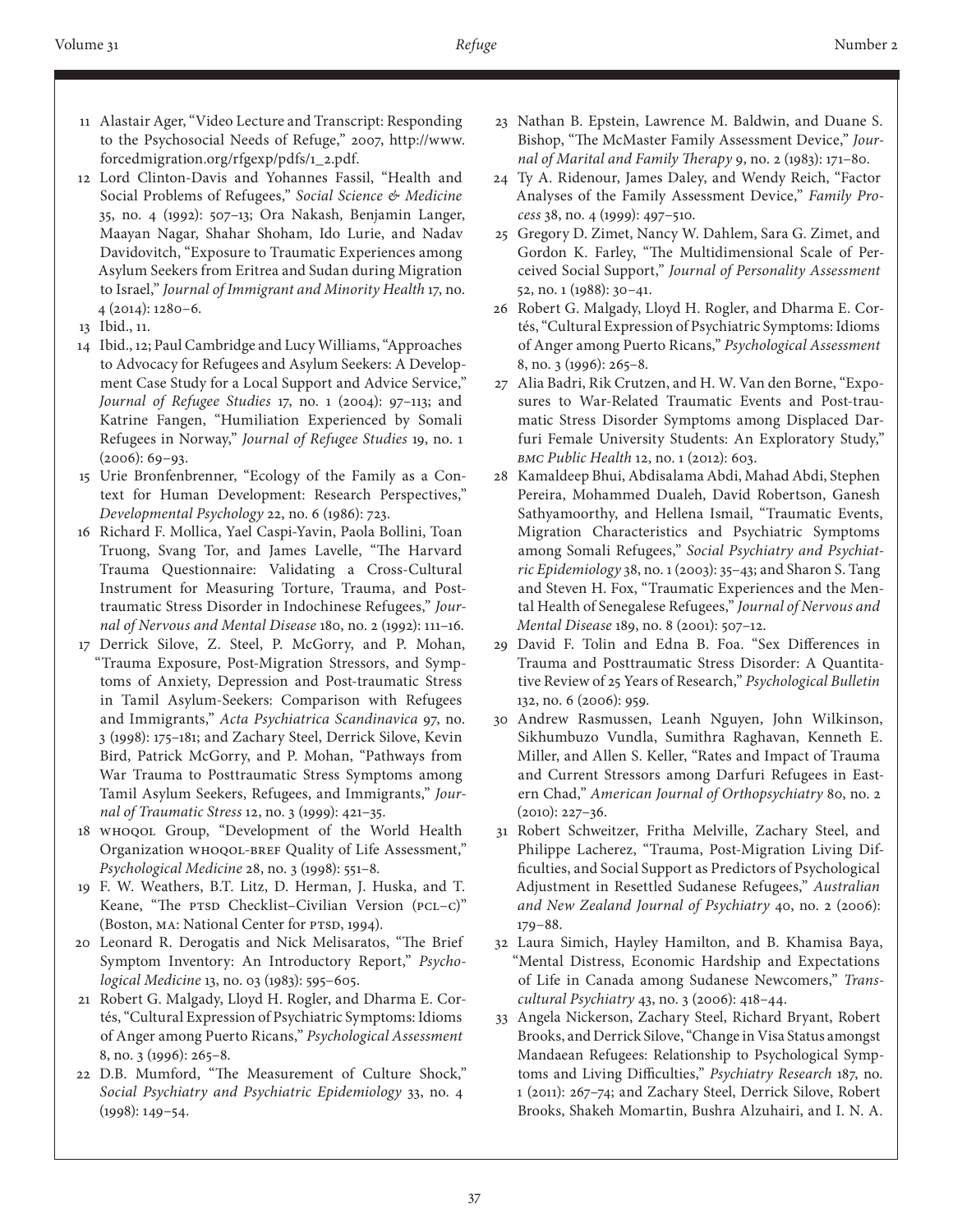11. Alastair Ager, "Video Lecture and Transcript: Responding to the Psychosocial Needs of Refuge," 2007, http://www.forcedmigration.org/rfgexp/pdfs/1_2.pdf.
12. Lord Clinton-Davis and Yohannes Fassil, "Health and Social Problems of Refugees," *Social Science & Medicine* 35, no. 4 (1992): 507–13; Ora Nakash, Benjamin Langer, Maayan Nagar, Shahar Shoham, Ido Lurie, and Nadav Davidovitch, "Exposure to Traumatic Experiences among Asylum Seekers from Eritrea and Sudan during Migration to Israel," *Journal of Immigrant and Minority Health* 17, no. 4 (2014): 1280–6.
13. Ibid., 11.
14. Ibid., 12; Paul Cambridge and Lucy Williams, "Approaches to Advocacy for Refugees and Asylum Seekers: A Development Case Study for a Local Support and Advice Service," *Journal of Refugee Studies* 17, no. 1 (2004): 97–113; and Katrine Fangen, "Humiliation Experienced by Somali Refugees in Norway," *Journal of Refugee Studies* 19, no. 1 (2006): 69–93.
15. Urie Bronfenbrenner, "Ecology of the Family as a Context for Human Development: Research Perspectives," *Developmental Psychology* 22, no. 6 (1986): 723.
16. Richard F. Mollica, Yael Caspi-Yavin, Paola Bollini, Toan Truong, Svang Tor, and James Lavelle, "The Harvard Trauma Questionnaire: Validating a Cross-Cultural Instrument for Measuring Torture, Trauma, and Posttraumatic Stress Disorder in Indochinese Refugees," *Journal of Nervous and Mental Disease* 180, no. 2 (1992): 111–16.
17. Derrick Silove, Z. Steel, P. McGorry, and P. Mohan, "Trauma Exposure, Post-Migration Stressors, and Symptoms of Anxiety, Depression and Post-traumatic Stress in Tamil Asylum-Seekers: Comparison with Refugees and Immigrants," *Acta Psychiatrica Scandinavica* 97, no. 3 (1998): 175–181; and Zachary Steel, Derrick Silove, Kevin Bird, Patrick McGorry, and P. Mohan, "Pathways from War Trauma to Posttraumatic Stress Symptoms among Tamil Asylum Seekers, Refugees, and Immigrants," *Journal of Traumatic Stress* 12, no. 3 (1999): 421–35.
18. WHOQOL Group, "Development of the World Health Organization WHOQOL-BREF Quality of Life Assessment," *Psychological Medicine* 28, no. 3 (1998): 551–8.
19. F. W. Weathers, B.T. Litz, D. Herman, J. Huska, and T. Keane, "The PTSD Checklist–Civilian Version (PCL–C)" (Boston, MA: National Center for PTSD, 1994).
20. Leonard R. Derogatis and Nick Melisaratos, "The Brief Symptom Inventory: An Introductory Report," *Psychological Medicine* 13, no. 03 (1983): 595–605.
21. Robert G. Malgady, Lloyd H. Rogler, and Dharma E. Cortés, "Cultural Expression of Psychiatric Symptoms: Idioms of Anger among Puerto Ricans," *Psychological Assessment* 8, no. 3 (1996): 265–8.
22. D.B. Mumford, "The Measurement of Culture Shock," *Social Psychiatry and Psychiatric Epidemiology* 33, no. 4 (1998): 149–54.
23. Nathan B. Epstein, Lawrence M. Baldwin, and Duane S. Bishop, "The McMaster Family Assessment Device," *Journal of Marital and Family Therapy* 9, no. 2 (1983): 171–80.
24. Ty A. Ridenour, James Daley, and Wendy Reich, "Factor Analyses of the Family Assessment Device," *Family Process* 38, no. 4 (1999): 497–510.
25. Gregory D. Zimet, Nancy W. Dahlem, Sara G. Zimet, and Gordon K. Farley, "The Multidimensional Scale of Perceived Social Support," *Journal of Personality Assessment* 52, no. 1 (1988): 30–41.
26. Robert G. Malgady, Lloyd H. Rogler, and Dharma E. Cortés, "Cultural Expression of Psychiatric Symptoms: Idioms of Anger among Puerto Ricans," *Psychological Assessment* 8, no. 3 (1996): 265–8.
27. Alia Badri, Rik Crutzen, and H. W. Van den Borne, "Exposures to War-Related Traumatic Events and Post-traumatic Stress Disorder Symptoms among Displaced Darfuri Female University Students: An Exploratory Study," *BMC Public Health* 12, no. 1 (2012): 603.
28. Kamaldeep Bhui, Abdisalama Abdi, Mahad Abdi, Stephen Pereira, Mohammed Dualeh, David Robertson, Ganesh Sathyamoorthy, and Hellena Ismail, "Traumatic Events, Migration Characteristics and Psychiatric Symptoms among Somali Refugees," *Social Psychiatry and Psychiatric Epidemiology* 38, no. 1 (2003): 35–43; and Sharon S. Tang and Steven H. Fox, "Traumatic Experiences and the Mental Health of Senegalese Refugees," *Journal of Nervous and Mental Disease* 189, no. 8 (2001): 507–12.
29. David F. Tolin and Edna B. Foa. "Sex Differences in Trauma and Posttraumatic Stress Disorder: A Quantitative Review of 25 Years of Research," *Psychological Bulletin* 132, no. 6 (2006): 959.
30. Andrew Rasmussen, Leanh Nguyen, John Wilkinson, Sikhumbuzo Vundla, Sumithra Raghavan, Kenneth E. Miller, and Allen S. Keller, "Rates and Impact of Trauma and Current Stressors among Darfuri Refugees in Eastern Chad," *American Journal of Orthopsychiatry* 80, no. 2 (2010): 227–36.
31. Robert Schweitzer, Fritha Melville, Zachary Steel, and Philippe Lacherez, "Trauma, Post-Migration Living Difficulties, and Social Support as Predictors of Psychological Adjustment in Resettled Sudanese Refugees," *Australian and New Zealand Journal of Psychiatry* 40, no. 2 (2006): 179–88.
32. Laura Simich, Hayley Hamilton, and B. Khamisa Baya, "Mental Distress, Economic Hardship and Expectations of Life in Canada among Sudanese Newcomers," *Transcultural Psychiatry* 43, no. 3 (2006): 418–44.
33. Angela Nickerson, Zachary Steel, Richard Bryant, Robert Brooks, and Derrick Silove, "Change in Visa Status amongst Mandaean Refugees: Relationship to Psychological Symptoms and Living Difficulties," *Psychiatry Research* 187, no. 1 (2011): 267–74; and Zachary Steel, Derrick Silove, Robert Brooks, Shakeh Momartin, Bushra Alzuhairi, and I. N. A.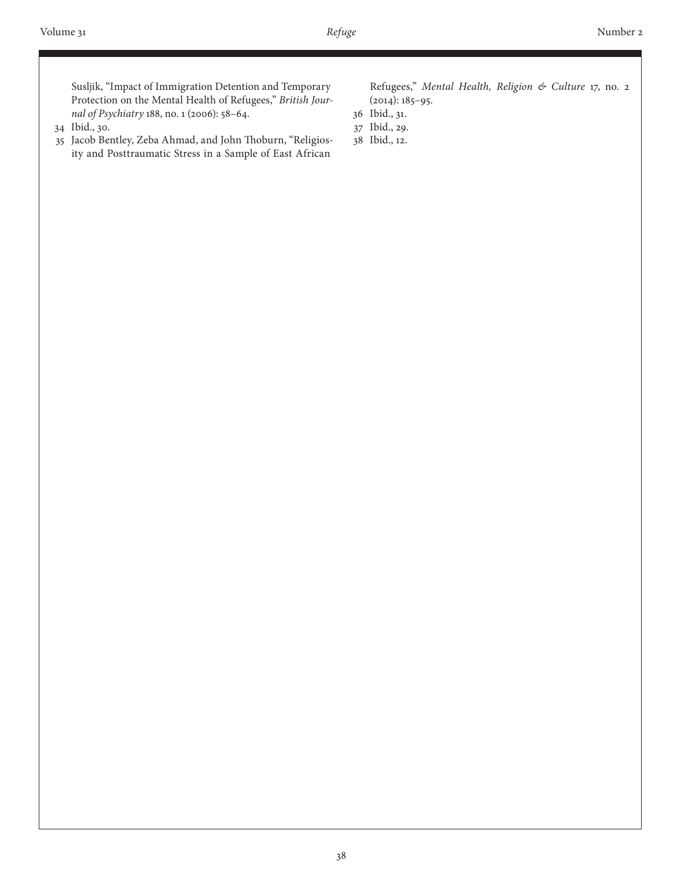Susljik, "Impact of Immigration Detention and Temporary Protection on the Mental Health of Refugees," *British Journal of Psychiatry* 188, no. 1 (2006): 58–64.

34 Ibid., 30.

35 Jacob Bentley, Zeba Ahmad, and John Thoburn, "Religiosity and Posttraumatic Stress in a Sample of East African Refugees," *Mental Health, Religion & Culture* 17, no. 2 (2014): 185–95.

36 Ibid., 31.

37 Ibid., 29.

38 Ibid., 12.